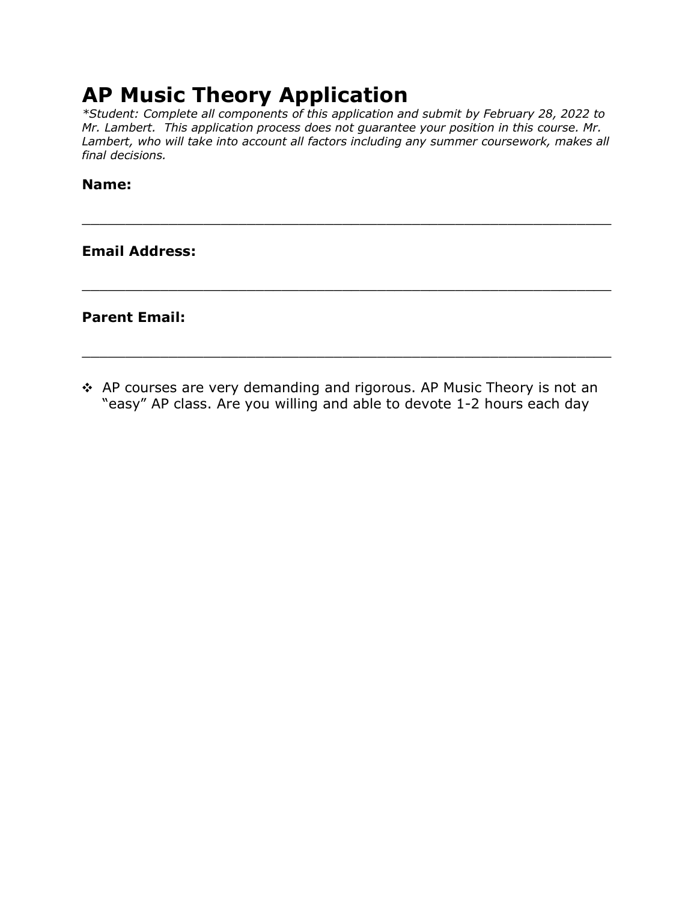# AP Music Theory Application

*\*Student: Complete all components of this application and submit by February 28, 2022 to Mr. Lambert. This application process does not guarantee your position in this course. Mr. Lambert, who will take into account all factors including any summer coursework, makes all final decisions.*

**Name:**

\_\_\_\_\_\_\_\_\_\_\_\_\_\_\_\_\_\_\_\_\_\_\_\_\_\_\_\_\_\_\_\_\_\_\_\_\_\_\_\_\_\_\_\_\_\_\_\_\_\_\_\_\_\_\_\_\_\_\_\_

**Email Address:**

\_\_\_\_\_\_\_\_\_\_\_\_\_\_\_\_\_\_\_\_\_\_\_\_\_\_\_\_\_\_\_\_\_\_\_\_\_\_\_\_\_\_\_\_\_\_\_\_\_\_\_\_\_\_\_\_\_\_\_\_

**Parent Email:**

\_\_\_\_\_\_\_\_\_\_\_\_\_\_\_\_\_\_\_\_\_\_\_\_\_\_\_\_\_\_\_\_\_\_\_\_\_\_\_\_\_\_\_\_\_\_\_\_\_\_\_\_\_\_\_\_\_\_\_\_

- AP courses are very demanding and rigorous. AP Music Theory is not an "easy" AP class. Are you willing and able to devote 1-2 hours each day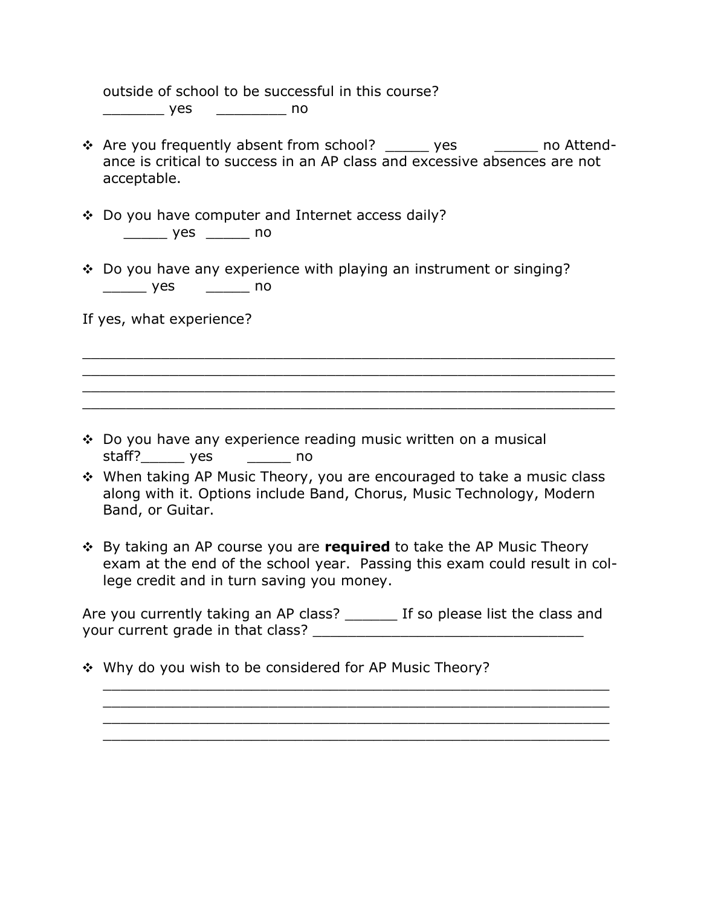outside of school to be successful in this course?
_______ yes ________ no

- Are you frequently absent from school? _____ yes _____ no Attendance is critical to success in an AP class and excessive absences are not acceptable.

- Do you have computer and Internet access daily?
  _____ yes _____ no

- Do you have any experience with playing an instrument or singing?
  _____ yes _____ no

If yes, what experience?

_______________________________________________________________
_______________________________________________________________
_______________________________________________________________
_______________________________________________________________

- Do you have any experience reading music written on a musical staff?_____ yes _____ no
- When taking AP Music Theory, you are encouraged to take a music class along with it. Options include Band, Chorus, Music Technology, Modern Band, or Guitar.

- By taking an AP course you are **required** to take the AP Music Theory exam at the end of the school year. Passing this exam could result in college credit and in turn saving you money.

Are you currently taking an AP class? ______ If so please list the class and your current grade in that class? _______________________________

- Why do you wish to be considered for AP Music Theory?
  _______________________________________________________________
  _______________________________________________________________
  _______________________________________________________________
  _______________________________________________________________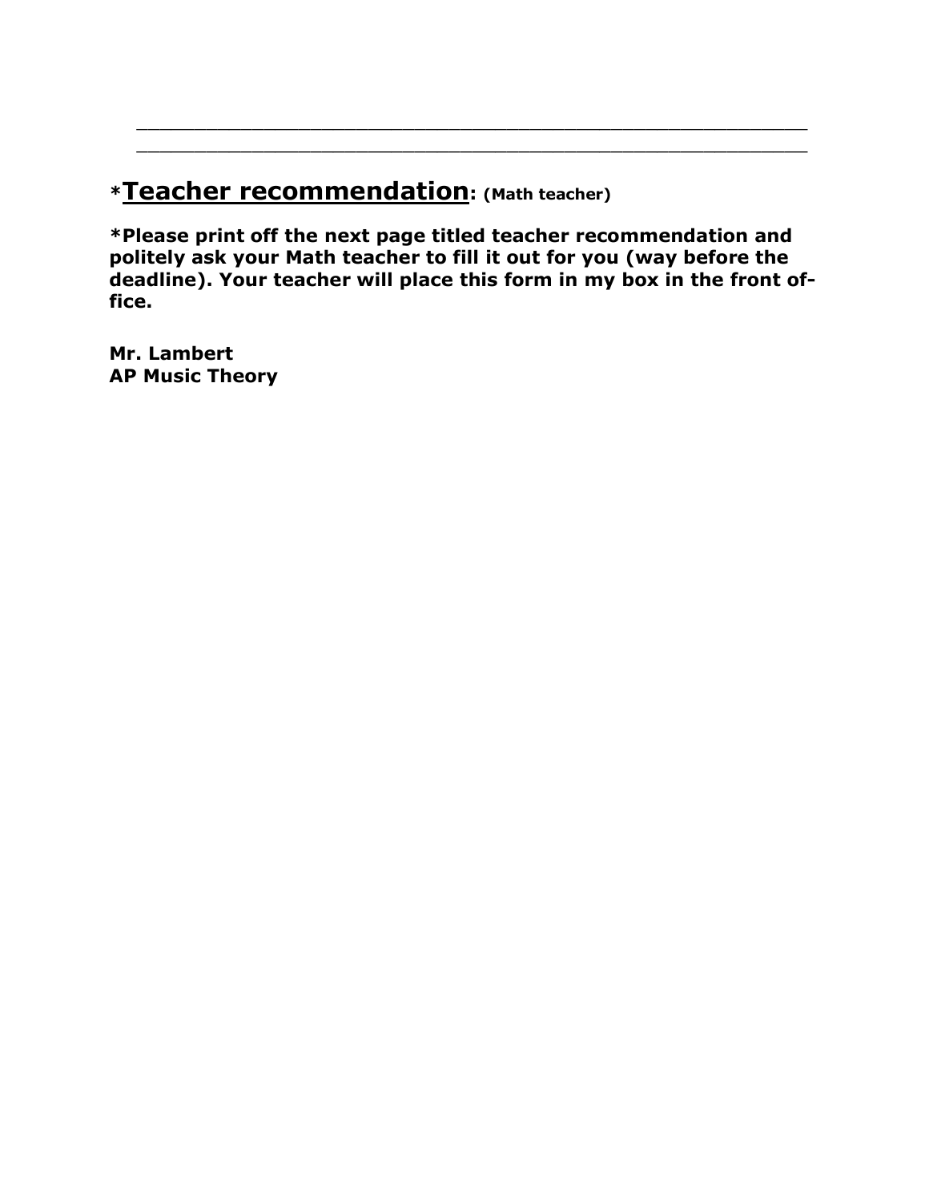\_\_\_\_\_\_\_\_\_\_\_\_\_\_\_\_\_\_\_\_\_\_\_\_\_\_\_\_\_\_\_\_\_\_\_\_\_\_\_\_\_\_\_\_\_\_\_\_\_\_\_\_\_\_\_\_\_\_\_\_

\_\_\_\_\_\_\_\_\_\_\_\_\_\_\_\_\_\_\_\_\_\_\_\_\_\_\_\_\_\_\_\_\_\_\_\_\_\_\_\_\_\_\_\_\_\_\_\_\_\_\_\_\_\_\_\_\_\_\_\_

## *<u>Teacher recommendation</u>: (Math teacher)

**\*Please print off the next page titled teacher recommendation and politely ask your Math teacher to fill it out for you (way before the deadline). Your teacher will place this form in my box in the front office.**

**Mr. Lambert**  
**AP Music Theory**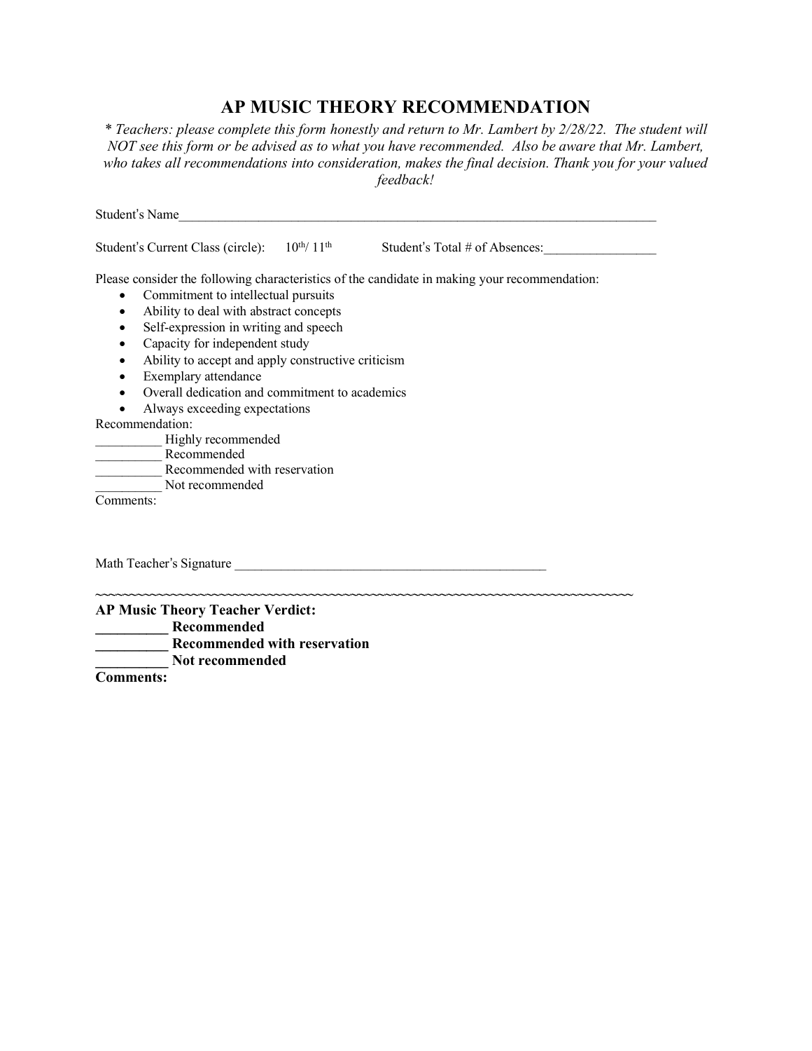# AP MUSIC THEORY RECOMMENDATION

*\* Teachers: please complete this form honestly and return to Mr. Lambert by 2/28/22. The student will NOT see this form or be advised as to what you have recommended. Also be aware that Mr. Lambert, who takes all recommendations into consideration, makes the final decision. Thank you for your valued feedback!*

Student's Name\_\_\_\_\_\_\_\_\_\_\_\_\_\_\_\_\_\_\_\_\_\_\_\_\_\_\_\_\_\_\_\_\_\_\_\_\_\_\_\_\_\_\_\_\_\_\_\_\_\_\_\_\_\_\_\_\_\_\_\_\_\_\_\_\_\_\_\_

Student's Current Class (circle): 10th/ 11th Student's Total # of Absences:\_\_\_\_\_\_\_\_\_\_\_\_\_\_\_\_\_

Please consider the following characteristics of the candidate in making your recommendation:

- Commitment to intellectual pursuits
- Ability to deal with abstract concepts
- Self-expression in writing and speech
- Capacity for independent study
- Ability to accept and apply constructive criticism
- Exemplary attendance
- Overall dedication and commitment to academics
- Always exceeding expectations

Recommendation:

\_\_\_\_\_\_\_\_\_\_ Highly recommended
\_\_\_\_\_\_\_\_\_\_ Recommended
\_\_\_\_\_\_\_\_\_\_ Recommended with reservation
\_\_\_\_\_\_\_\_\_\_ Not recommended

Comments:

Math Teacher's Signature \_\_\_\_\_\_\_\_\_\_\_\_\_\_\_\_\_\_\_\_\_\_\_\_\_\_\_\_\_\_\_\_\_\_\_\_\_\_\_\_\_\_\_\_\_\_\_\_

~~~~~~~~~~~~~~~~~~~~~~~~~~~~~~~~~~~~~~~~~~~~~~~~~~~~~~~~~~~~~~~~~~~~~~~~~~~~

**AP Music Theory Teacher Verdict:**

**\_\_\_\_\_\_\_\_\_\_ Recommended**
**\_\_\_\_\_\_\_\_\_\_ Recommended with reservation**
**\_\_\_\_\_\_\_\_\_\_ Not recommended**

**Comments:**